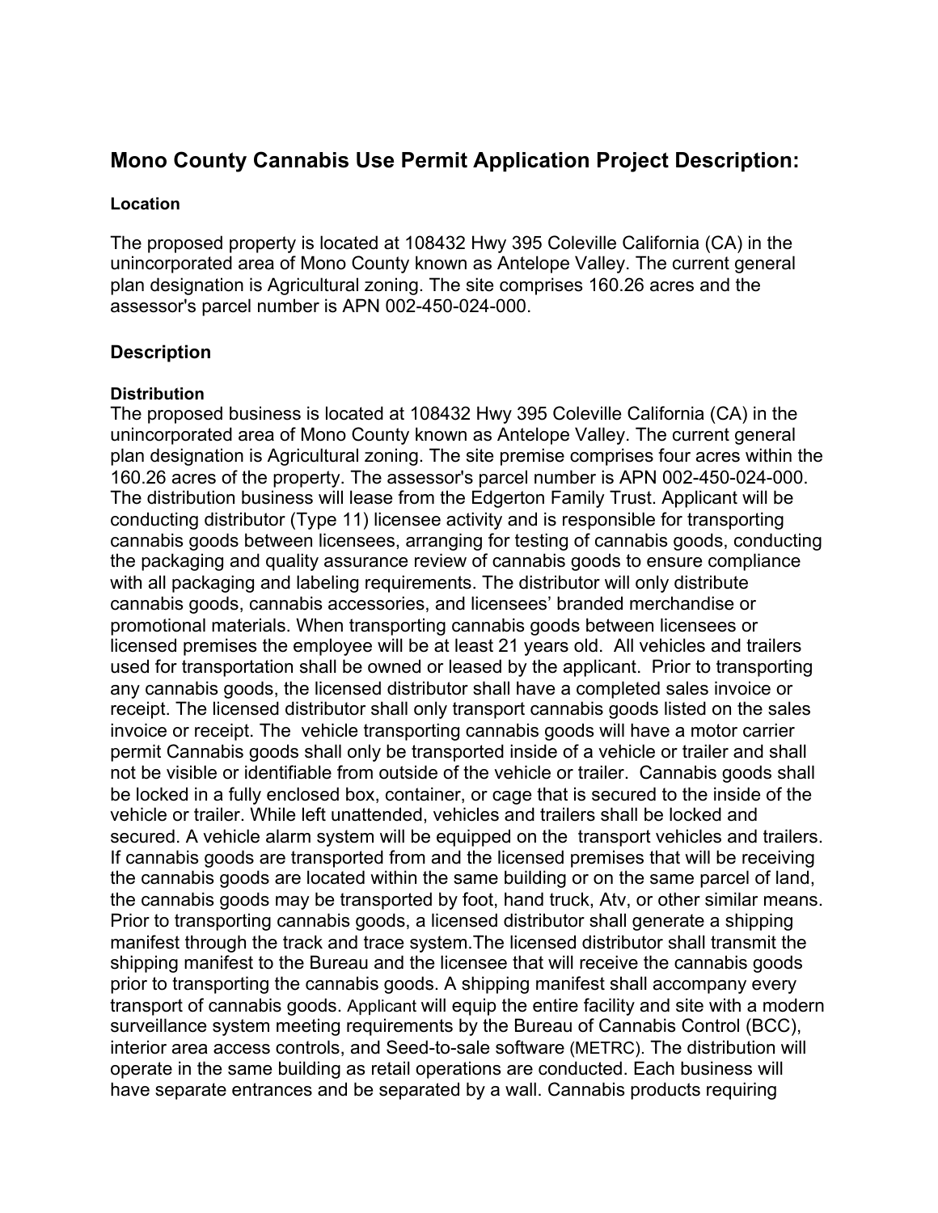## Mono County Cannabis Use Permit Application Project Description:

### Location

The proposed property is located at 108432 Hwy 395 Coleville California (CA) in the unincorporated area of Mono County known as Antelope Valley. The current general plan designation is Agricultural zoning. The site comprises 160.26 acres and the assessor's parcel number is APN 002-450-024-000.

### Description

**Distribution**

The proposed business is located at 108432 Hwy 395 Coleville California (CA) in the unincorporated area of Mono County known as Antelope Valley. The current general plan designation is Agricultural zoning. The site premise comprises four acres within the 160.26 acres of the property. The assessor's parcel number is APN 002-450-024-000. The distribution business will lease from the Edgerton Family Trust. Applicant will be conducting distributor (Type 11) licensee activity and is responsible for transporting cannabis goods between licensees, arranging for testing of cannabis goods, conducting the packaging and quality assurance review of cannabis goods to ensure compliance with all packaging and labeling requirements. The distributor will only distribute cannabis goods, cannabis accessories, and licensees' branded merchandise or promotional materials. When transporting cannabis goods between licensees or licensed premises the employee will be at least 21 years old. All vehicles and trailers used for transportation shall be owned or leased by the applicant. Prior to transporting any cannabis goods, the licensed distributor shall have a completed sales invoice or receipt. The licensed distributor shall only transport cannabis goods listed on the sales invoice or receipt. The vehicle transporting cannabis goods will have a motor carrier permit Cannabis goods shall only be transported inside of a vehicle or trailer and shall not be visible or identifiable from outside of the vehicle or trailer. Cannabis goods shall be locked in a fully enclosed box, container, or cage that is secured to the inside of the vehicle or trailer. While left unattended, vehicles and trailers shall be locked and secured. A vehicle alarm system will be equipped on the transport vehicles and trailers. If cannabis goods are transported from and the licensed premises that will be receiving the cannabis goods are located within the same building or on the same parcel of land, the cannabis goods may be transported by foot, hand truck, Atv, or other similar means. Prior to transporting cannabis goods, a licensed distributor shall generate a shipping manifest through the track and trace system.The licensed distributor shall transmit the shipping manifest to the Bureau and the licensee that will receive the cannabis goods prior to transporting the cannabis goods. A shipping manifest shall accompany every transport of cannabis goods. Applicant will equip the entire facility and site with a modern surveillance system meeting requirements by the Bureau of Cannabis Control (BCC), interior area access controls, and Seed-to-sale software (METRC). The distribution will operate in the same building as retail operations are conducted. Each business will have separate entrances and be separated by a wall. Cannabis products requiring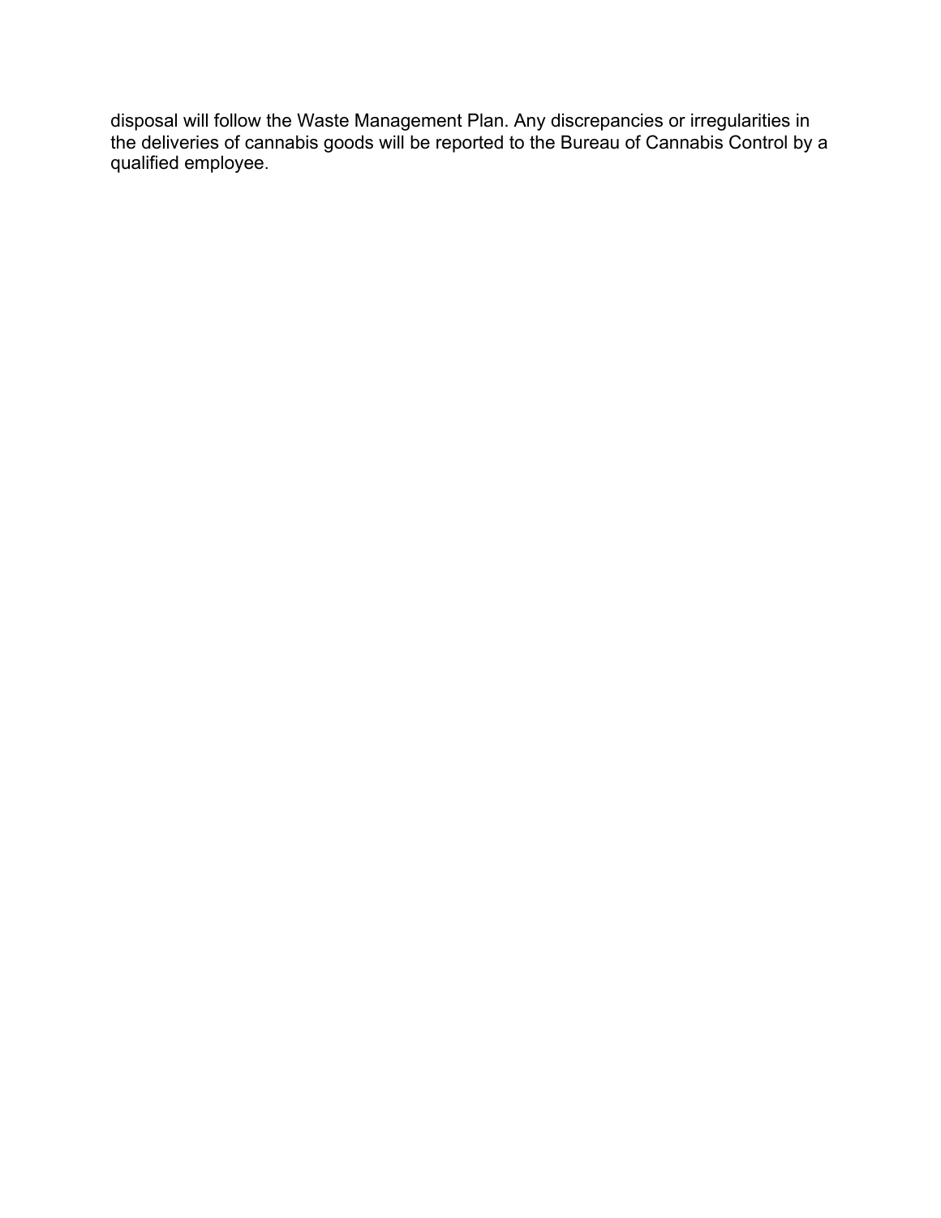disposal will follow the Waste Management Plan. Any discrepancies or irregularities in the deliveries of cannabis goods will be reported to the Bureau of Cannabis Control by a qualified employee.